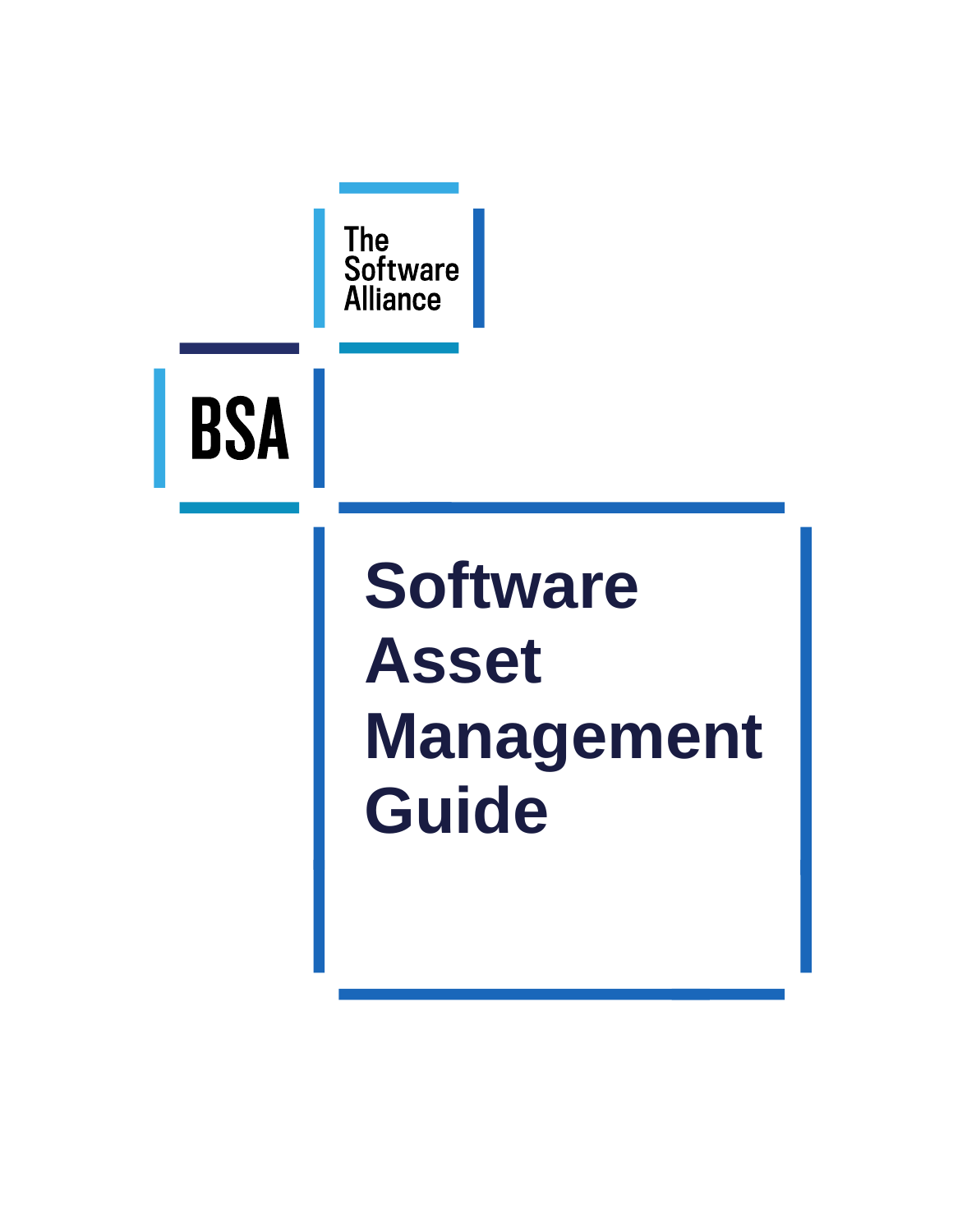The Software Alliance

BSA

# Software Asset Management Guide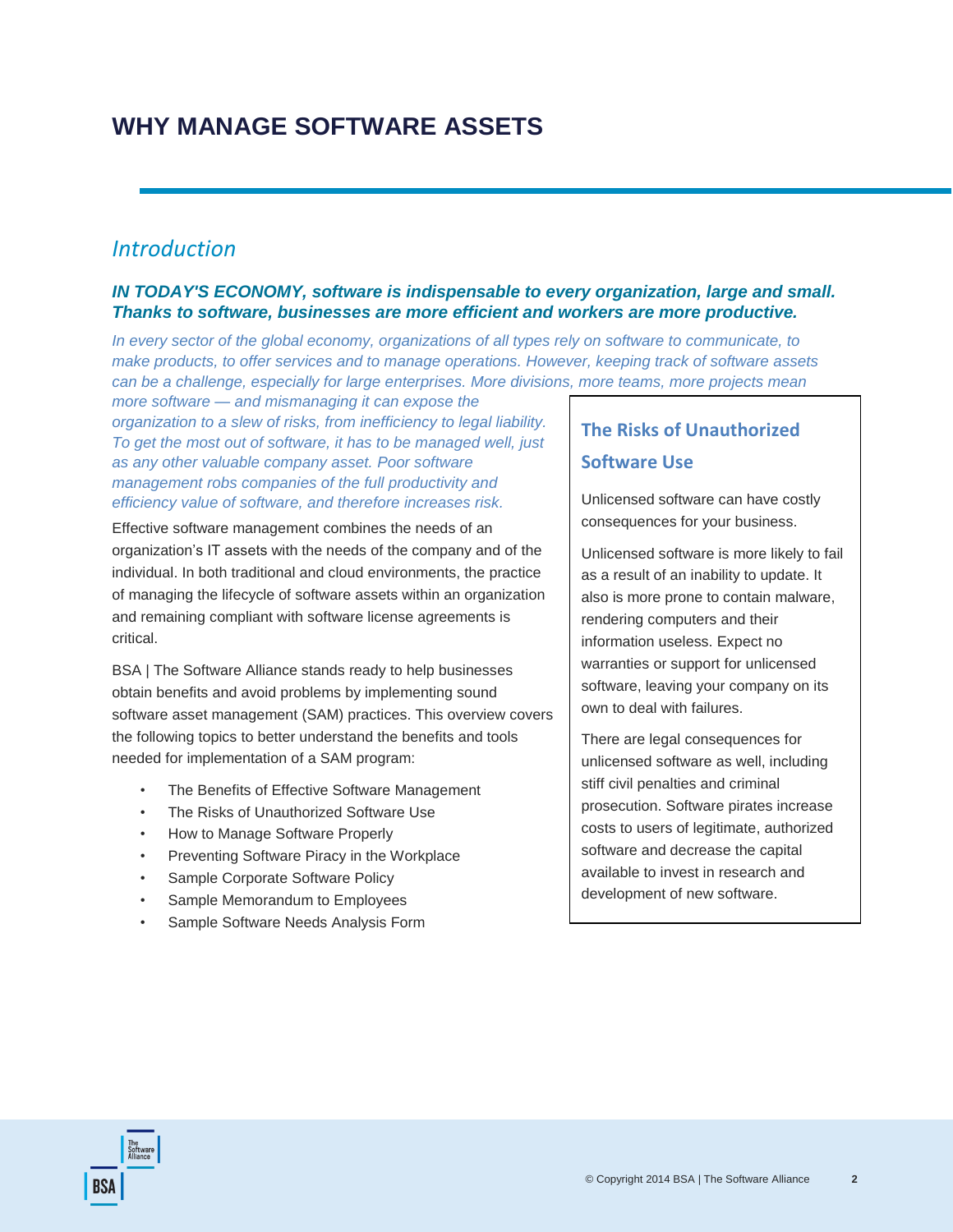# WHY MANAGE SOFTWARE ASSETS

## *Introduction*

***IN TODAY'S ECONOMY, software is indispensable to every organization, large and small. Thanks to software, businesses are more efficient and workers are more productive.***

*In every sector of the global economy, organizations of all types rely on software to communicate, to make products, to offer services and to manage operations. However, keeping track of software assets can be a challenge, especially for large enterprises. More divisions, more teams, more projects mean more software — and mismanaging it can expose the organization to a slew of risks, from inefficiency to legal liability. To get the most out of software, it has to be managed well, just as any other valuable company asset. Poor software management robs companies of the full productivity and efficiency value of software, and therefore increases risk.*

Effective software management combines the needs of an organization's IT assets with the needs of the company and of the individual. In both traditional and cloud environments, the practice of managing the lifecycle of software assets within an organization and remaining compliant with software license agreements is critical.

BSA | The Software Alliance stands ready to help businesses obtain benefits and avoid problems by implementing sound software asset management (SAM) practices. This overview covers the following topics to better understand the benefits and tools needed for implementation of a SAM program:

- The Benefits of Effective Software Management
- The Risks of Unauthorized Software Use
- How to Manage Software Properly
- Preventing Software Piracy in the Workplace
- Sample Corporate Software Policy
- Sample Memorandum to Employees
- Sample Software Needs Analysis Form

### The Risks of Unauthorized Software Use

Unlicensed software can have costly consequences for your business.

Unlicensed software is more likely to fail as a result of an inability to update. It also is more prone to contain malware, rendering computers and their information useless. Expect no warranties or support for unlicensed software, leaving your company on its own to deal with failures.

There are legal consequences for unlicensed software as well, including stiff civil penalties and criminal prosecution. Software pirates increase costs to users of legitimate, authorized software and decrease the capital available to invest in research and development of new software.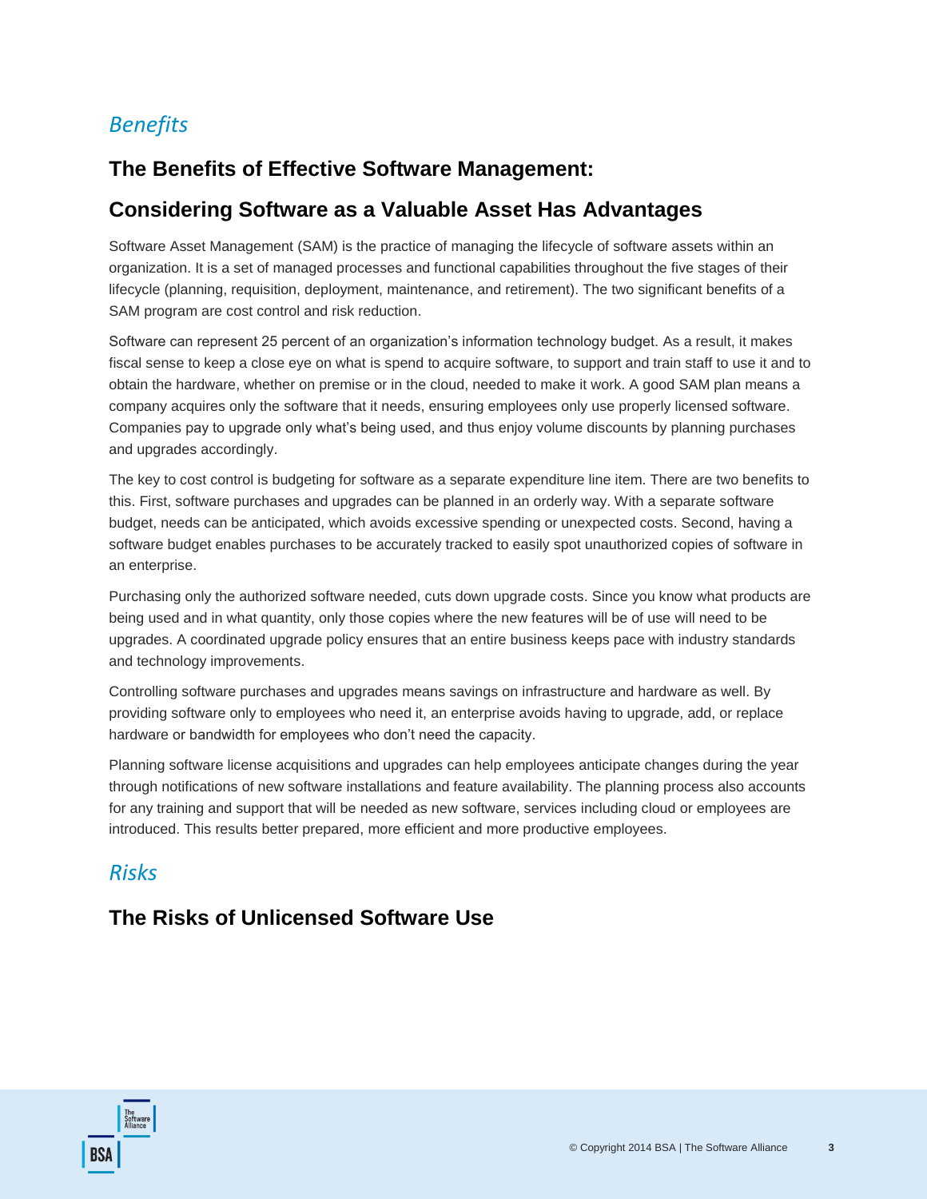## *Benefits*

### The Benefits of Effective Software Management:

### Considering Software as a Valuable Asset Has Advantages

Software Asset Management (SAM) is the practice of managing the lifecycle of software assets within an organization. It is a set of managed processes and functional capabilities throughout the five stages of their lifecycle (planning, requisition, deployment, maintenance, and retirement). The two significant benefits of a SAM program are cost control and risk reduction.

Software can represent 25 percent of an organization's information technology budget. As a result, it makes fiscal sense to keep a close eye on what is spend to acquire software, to support and train staff to use it and to obtain the hardware, whether on premise or in the cloud, needed to make it work. A good SAM plan means a company acquires only the software that it needs, ensuring employees only use properly licensed software. Companies pay to upgrade only what's being used, and thus enjoy volume discounts by planning purchases and upgrades accordingly.

The key to cost control is budgeting for software as a separate expenditure line item. There are two benefits to this. First, software purchases and upgrades can be planned in an orderly way. With a separate software budget, needs can be anticipated, which avoids excessive spending or unexpected costs. Second, having a software budget enables purchases to be accurately tracked to easily spot unauthorized copies of software in an enterprise.

Purchasing only the authorized software needed, cuts down upgrade costs. Since you know what products are being used and in what quantity, only those copies where the new features will be of use will need to be upgrades. A coordinated upgrade policy ensures that an entire business keeps pace with industry standards and technology improvements.

Controlling software purchases and upgrades means savings on infrastructure and hardware as well. By providing software only to employees who need it, an enterprise avoids having to upgrade, add, or replace hardware or bandwidth for employees who don't need the capacity.

Planning software license acquisitions and upgrades can help employees anticipate changes during the year through notifications of new software installations and feature availability. The planning process also accounts for any training and support that will be needed as new software, services including cloud or employees are introduced. This results better prepared, more efficient and more productive employees.

## *Risks*

### The Risks of Unlicensed Software Use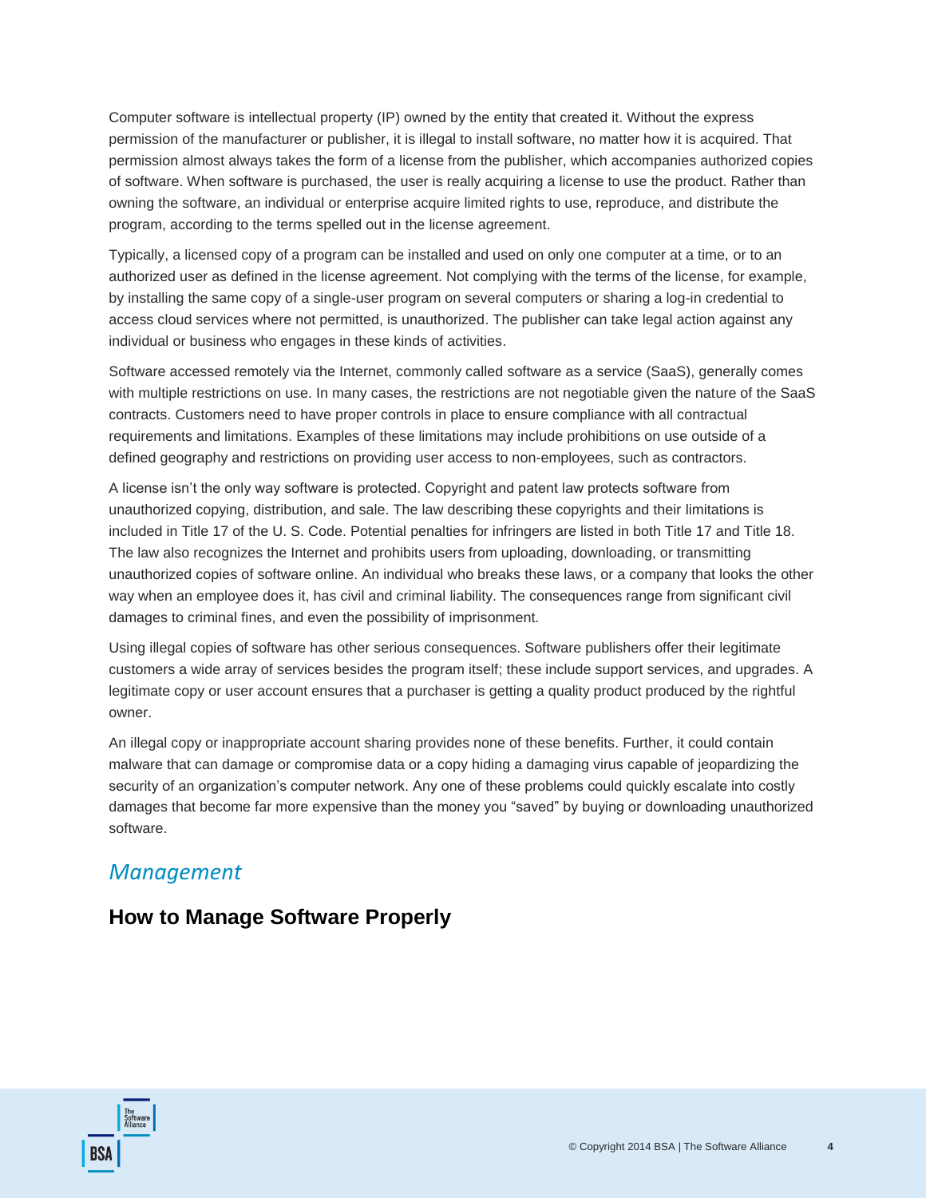Computer software is intellectual property (IP) owned by the entity that created it. Without the express permission of the manufacturer or publisher, it is illegal to install software, no matter how it is acquired. That permission almost always takes the form of a license from the publisher, which accompanies authorized copies of software. When software is purchased, the user is really acquiring a license to use the product. Rather than owning the software, an individual or enterprise acquire limited rights to use, reproduce, and distribute the program, according to the terms spelled out in the license agreement.

Typically, a licensed copy of a program can be installed and used on only one computer at a time, or to an authorized user as defined in the license agreement. Not complying with the terms of the license, for example, by installing the same copy of a single-user program on several computers or sharing a log-in credential to access cloud services where not permitted, is unauthorized. The publisher can take legal action against any individual or business who engages in these kinds of activities.

Software accessed remotely via the Internet, commonly called software as a service (SaaS), generally comes with multiple restrictions on use. In many cases, the restrictions are not negotiable given the nature of the SaaS contracts. Customers need to have proper controls in place to ensure compliance with all contractual requirements and limitations. Examples of these limitations may include prohibitions on use outside of a defined geography and restrictions on providing user access to non-employees, such as contractors.

A license isn't the only way software is protected. Copyright and patent law protects software from unauthorized copying, distribution, and sale. The law describing these copyrights and their limitations is included in Title 17 of the U. S. Code. Potential penalties for infringers are listed in both Title 17 and Title 18. The law also recognizes the Internet and prohibits users from uploading, downloading, or transmitting unauthorized copies of software online. An individual who breaks these laws, or a company that looks the other way when an employee does it, has civil and criminal liability. The consequences range from significant civil damages to criminal fines, and even the possibility of imprisonment.

Using illegal copies of software has other serious consequences. Software publishers offer their legitimate customers a wide array of services besides the program itself; these include support services, and upgrades. A legitimate copy or user account ensures that a purchaser is getting a quality product produced by the rightful owner.

An illegal copy or inappropriate account sharing provides none of these benefits. Further, it could contain malware that can damage or compromise data or a copy hiding a damaging virus capable of jeopardizing the security of an organization's computer network. Any one of these problems could quickly escalate into costly damages that become far more expensive than the money you "saved" by buying or downloading unauthorized software.

## *Management*

### How to Manage Software Properly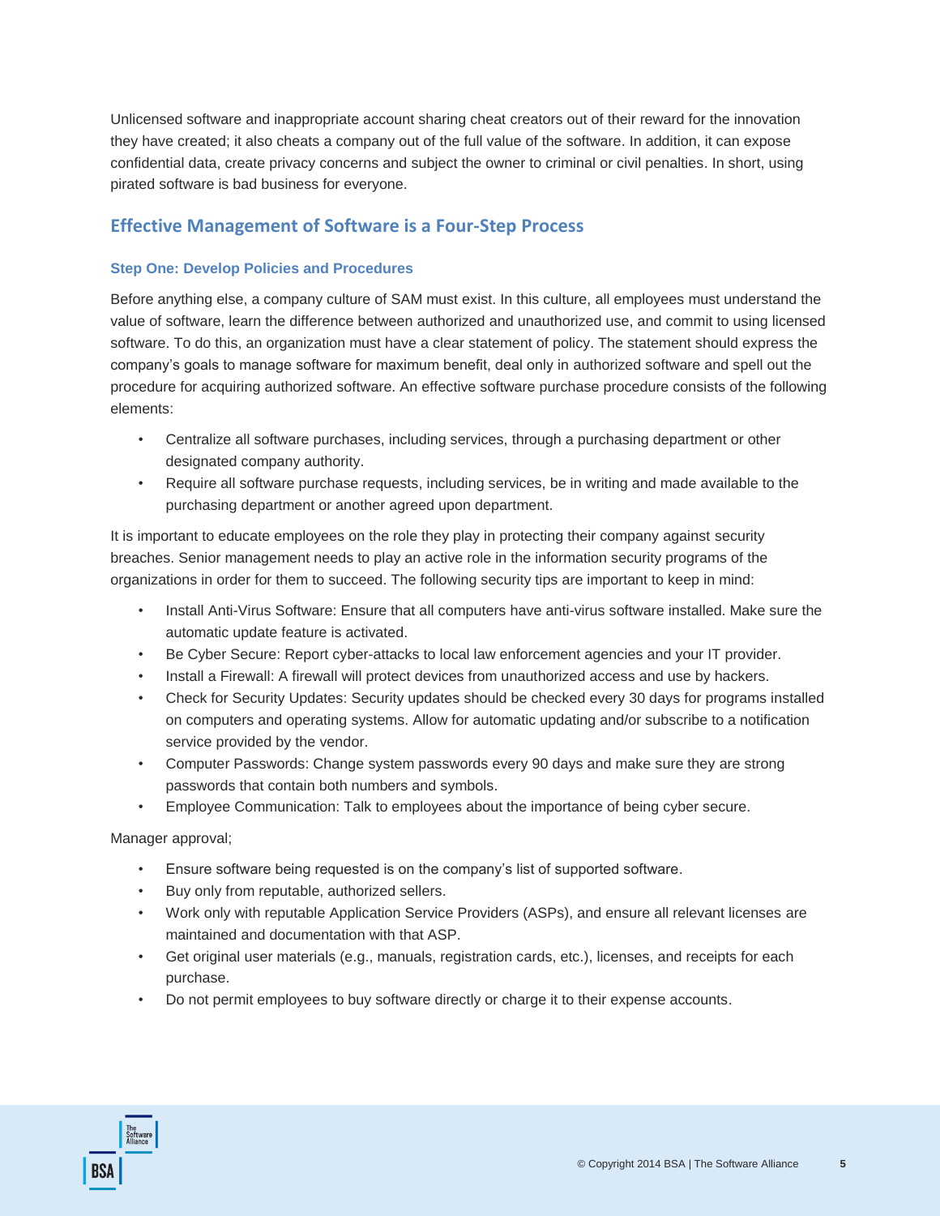Unlicensed software and inappropriate account sharing cheat creators out of their reward for the innovation they have created; it also cheats a company out of the full value of the software. In addition, it can expose confidential data, create privacy concerns and subject the owner to criminal or civil penalties. In short, using pirated software is bad business for everyone.

## Effective Management of Software is a Four-Step Process

### Step One: Develop Policies and Procedures

Before anything else, a company culture of SAM must exist. In this culture, all employees must understand the value of software, learn the difference between authorized and unauthorized use, and commit to using licensed software. To do this, an organization must have a clear statement of policy. The statement should express the company's goals to manage software for maximum benefit, deal only in authorized software and spell out the procedure for acquiring authorized software. An effective software purchase procedure consists of the following elements:

- Centralize all software purchases, including services, through a purchasing department or other designated company authority.
- Require all software purchase requests, including services, be in writing and made available to the purchasing department or another agreed upon department.

It is important to educate employees on the role they play in protecting their company against security breaches. Senior management needs to play an active role in the information security programs of the organizations in order for them to succeed. The following security tips are important to keep in mind:

- Install Anti-Virus Software: Ensure that all computers have anti-virus software installed. Make sure the automatic update feature is activated.
- Be Cyber Secure: Report cyber-attacks to local law enforcement agencies and your IT provider.
- Install a Firewall: A firewall will protect devices from unauthorized access and use by hackers.
- Check for Security Updates: Security updates should be checked every 30 days for programs installed on computers and operating systems. Allow for automatic updating and/or subscribe to a notification service provided by the vendor.
- Computer Passwords: Change system passwords every 90 days and make sure they are strong passwords that contain both numbers and symbols.
- Employee Communication: Talk to employees about the importance of being cyber secure.

Manager approval;

- Ensure software being requested is on the company's list of supported software.
- Buy only from reputable, authorized sellers.
- Work only with reputable Application Service Providers (ASPs), and ensure all relevant licenses are maintained and documentation with that ASP.
- Get original user materials (e.g., manuals, registration cards, etc.), licenses, and receipts for each purchase.
- Do not permit employees to buy software directly or charge it to their expense accounts.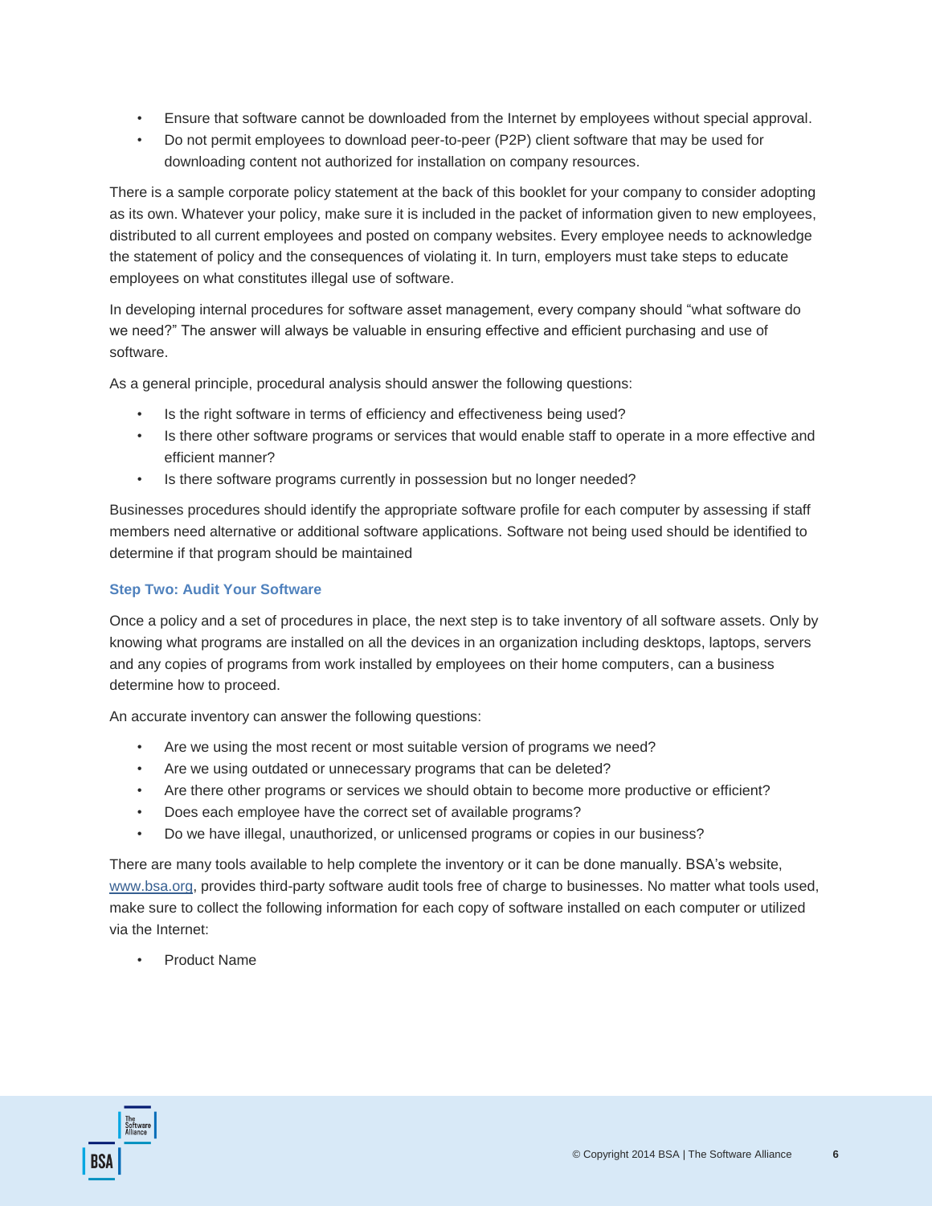- Ensure that software cannot be downloaded from the Internet by employees without special approval.
- Do not permit employees to download peer-to-peer (P2P) client software that may be used for downloading content not authorized for installation on company resources.

There is a sample corporate policy statement at the back of this booklet for your company to consider adopting as its own. Whatever your policy, make sure it is included in the packet of information given to new employees, distributed to all current employees and posted on company websites. Every employee needs to acknowledge the statement of policy and the consequences of violating it. In turn, employers must take steps to educate employees on what constitutes illegal use of software.

In developing internal procedures for software asset management, every company should "what software do we need?" The answer will always be valuable in ensuring effective and efficient purchasing and use of software.

As a general principle, procedural analysis should answer the following questions:

- Is the right software in terms of efficiency and effectiveness being used?
- Is there other software programs or services that would enable staff to operate in a more effective and efficient manner?
- Is there software programs currently in possession but no longer needed?

Businesses procedures should identify the appropriate software profile for each computer by assessing if staff members need alternative or additional software applications. Software not being used should be identified to determine if that program should be maintained

### Step Two: Audit Your Software

Once a policy and a set of procedures in place, the next step is to take inventory of all software assets. Only by knowing what programs are installed on all the devices in an organization including desktops, laptops, servers and any copies of programs from work installed by employees on their home computers, can a business determine how to proceed.

An accurate inventory can answer the following questions:

- Are we using the most recent or most suitable version of programs we need?
- Are we using outdated or unnecessary programs that can be deleted?
- Are there other programs or services we should obtain to become more productive or efficient?
- Does each employee have the correct set of available programs?
- Do we have illegal, unauthorized, or unlicensed programs or copies in our business?

There are many tools available to help complete the inventory or it can be done manually. BSA's website, [www.bsa.org](http://www.bsa.org), provides third-party software audit tools free of charge to businesses. No matter what tools used, make sure to collect the following information for each copy of software installed on each computer or utilized via the Internet:

- Product Name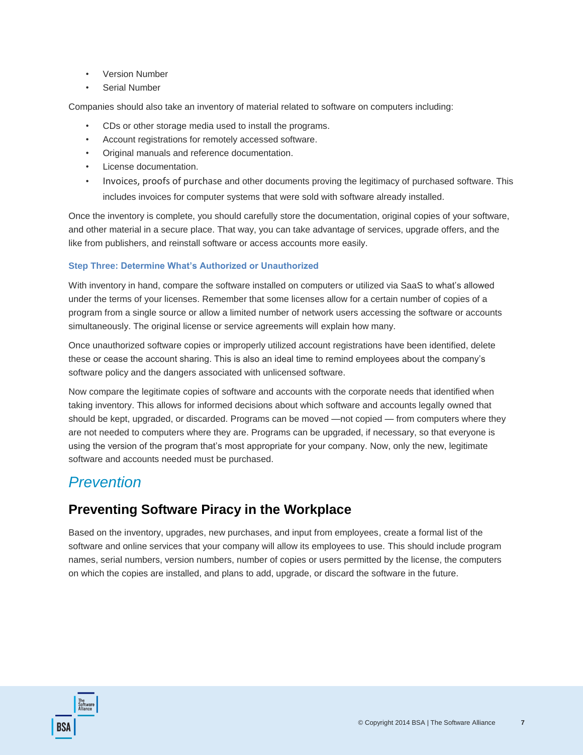- Version Number
- Serial Number

Companies should also take an inventory of material related to software on computers including:

- CDs or other storage media used to install the programs.
- Account registrations for remotely accessed software.
- Original manuals and reference documentation.
- License documentation.
- Invoices, proofs of purchase and other documents proving the legitimacy of purchased software. This includes invoices for computer systems that were sold with software already installed.

Once the inventory is complete, you should carefully store the documentation, original copies of your software, and other material in a secure place. That way, you can take advantage of services, upgrade offers, and the like from publishers, and reinstall software or access accounts more easily.

#### Step Three: Determine What's Authorized or Unauthorized

With inventory in hand, compare the software installed on computers or utilized via SaaS to what's allowed under the terms of your licenses. Remember that some licenses allow for a certain number of copies of a program from a single source or allow a limited number of network users accessing the software or accounts simultaneously. The original license or service agreements will explain how many.

Once unauthorized software copies or improperly utilized account registrations have been identified, delete these or cease the account sharing. This is also an ideal time to remind employees about the company's software policy and the dangers associated with unlicensed software.

Now compare the legitimate copies of software and accounts with the corporate needs that identified when taking inventory. This allows for informed decisions about which software and accounts legally owned that should be kept, upgraded, or discarded. Programs can be moved —not copied — from computers where they are not needed to computers where they are. Programs can be upgraded, if necessary, so that everyone is using the version of the program that's most appropriate for your company. Now, only the new, legitimate software and accounts needed must be purchased.

# *Prevention*

## Preventing Software Piracy in the Workplace

Based on the inventory, upgrades, new purchases, and input from employees, create a formal list of the software and online services that your company will allow its employees to use. This should include program names, serial numbers, version numbers, number of copies or users permitted by the license, the computers on which the copies are installed, and plans to add, upgrade, or discard the software in the future.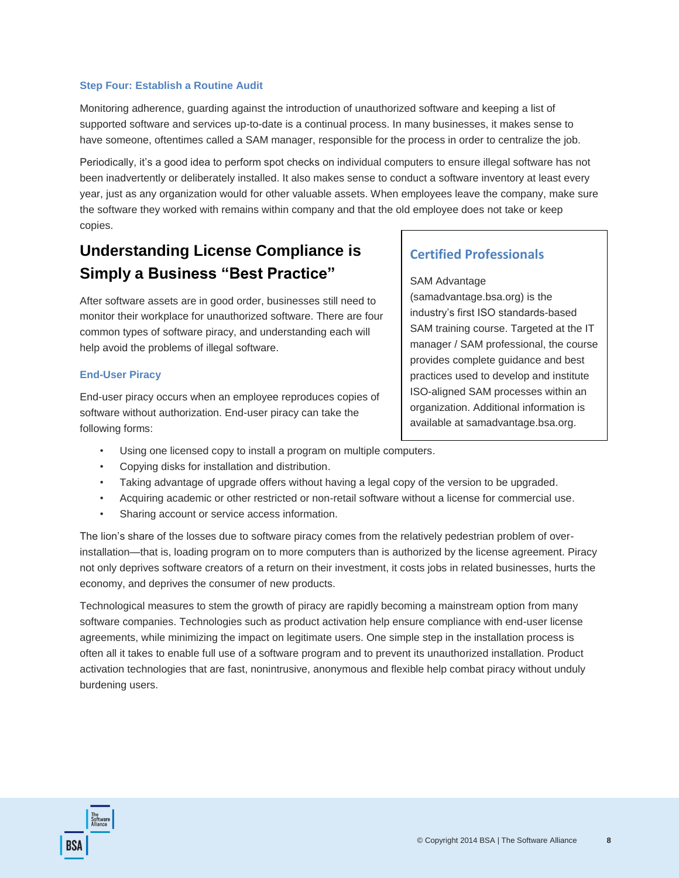### Step Four: Establish a Routine Audit

Monitoring adherence, guarding against the introduction of unauthorized software and keeping a list of supported software and services up-to-date is a continual process. In many businesses, it makes sense to have someone, oftentimes called a SAM manager, responsible for the process in order to centralize the job.

Periodically, it's a good idea to perform spot checks on individual computers to ensure illegal software has not been inadvertently or deliberately installed. It also makes sense to conduct a software inventory at least every year, just as any organization would for other valuable assets. When employees leave the company, make sure the software they worked with remains within company and that the old employee does not take or keep copies.

## Understanding License Compliance is Simply a Business "Best Practice"

After software assets are in good order, businesses still need to monitor their workplace for unauthorized software. There are four common types of software piracy, and understanding each will help avoid the problems of illegal software.

### End-User Piracy

End-user piracy occurs when an employee reproduces copies of software without authorization. End-user piracy can take the following forms:

- Using one licensed copy to install a program on multiple computers.
- Copying disks for installation and distribution.
- Taking advantage of upgrade offers without having a legal copy of the version to be upgraded.
- Acquiring academic or other restricted or non-retail software without a license for commercial use.
- Sharing account or service access information.

The lion's share of the losses due to software piracy comes from the relatively pedestrian problem of over-installation—that is, loading program on to more computers than is authorized by the license agreement. Piracy not only deprives software creators of a return on their investment, it costs jobs in related businesses, hurts the economy, and deprives the consumer of new products.

Technological measures to stem the growth of piracy are rapidly becoming a mainstream option from many software companies. Technologies such as product activation help ensure compliance with end-user license agreements, while minimizing the impact on legitimate users. One simple step in the installation process is often all it takes to enable full use of a software program and to prevent its unauthorized installation. Product activation technologies that are fast, nonintrusive, anonymous and flexible help combat piracy without unduly burdening users.

### Certified Professionals

SAM Advantage (samadvantage.bsa.org) is the industry's first ISO standards-based SAM training course. Targeted at the IT manager / SAM professional, the course provides complete guidance and best practices used to develop and institute ISO-aligned SAM processes within an organization. Additional information is available at samadvantage.bsa.org.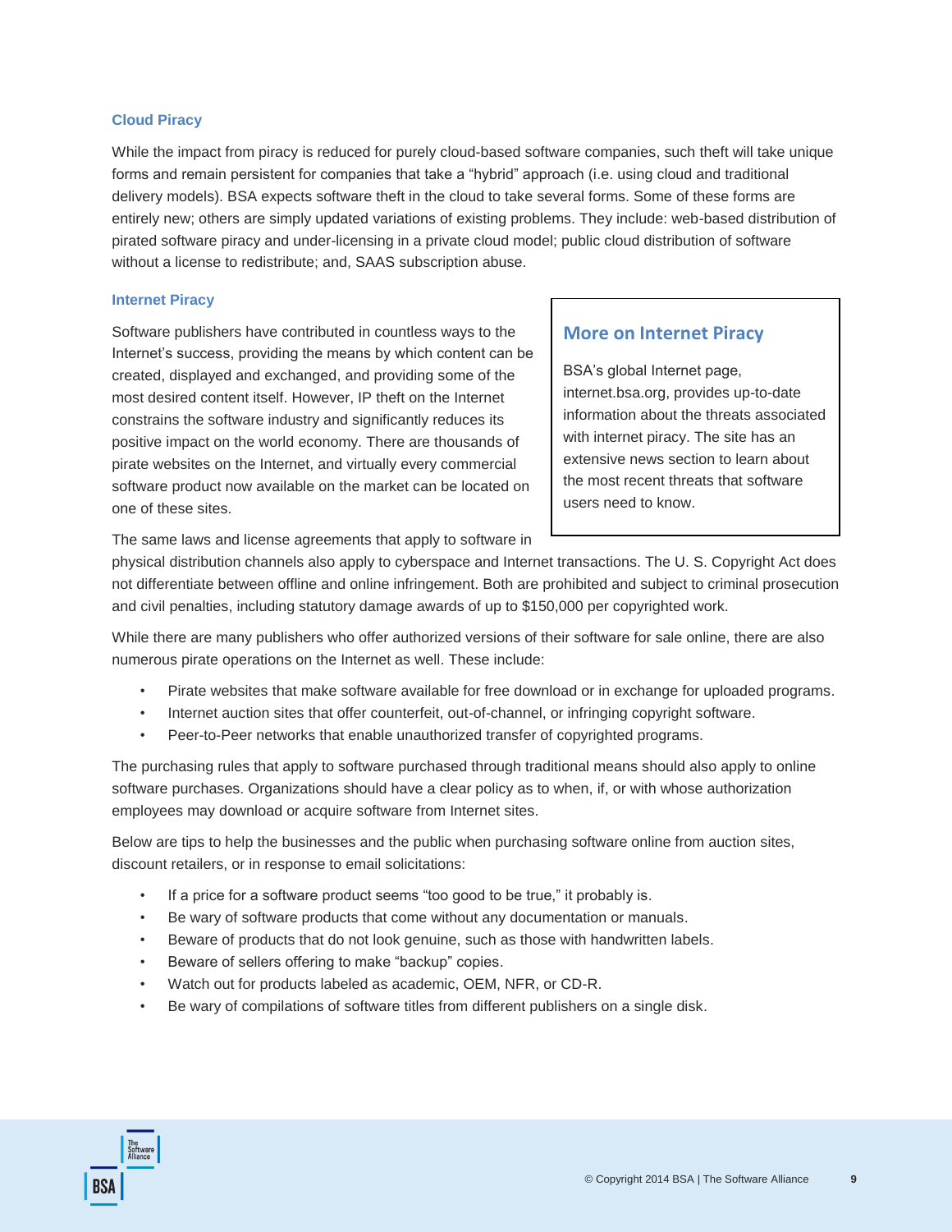### Cloud Piracy

While the impact from piracy is reduced for purely cloud-based software companies, such theft will take unique forms and remain persistent for companies that take a "hybrid" approach (i.e. using cloud and traditional delivery models). BSA expects software theft in the cloud to take several forms. Some of these forms are entirely new; others are simply updated variations of existing problems. They include: web-based distribution of pirated software piracy and under-licensing in a private cloud model; public cloud distribution of software without a license to redistribute; and, SAAS subscription abuse.

### Internet Piracy

Software publishers have contributed in countless ways to the Internet's success, providing the means by which content can be created, displayed and exchanged, and providing some of the most desired content itself. However, IP theft on the Internet constrains the software industry and significantly reduces its positive impact on the world economy. There are thousands of pirate websites on the Internet, and virtually every commercial software product now available on the market can be located on one of these sites.

> **More on Internet Piracy**
>
> BSA's global Internet page, internet.bsa.org, provides up-to-date information about the threats associated with internet piracy. The site has an extensive news section to learn about the most recent threats that software users need to know.

The same laws and license agreements that apply to software in physical distribution channels also apply to cyberspace and Internet transactions. The U. S. Copyright Act does not differentiate between offline and online infringement. Both are prohibited and subject to criminal prosecution and civil penalties, including statutory damage awards of up to $150,000 per copyrighted work.

While there are many publishers who offer authorized versions of their software for sale online, there are also numerous pirate operations on the Internet as well. These include:

- Pirate websites that make software available for free download or in exchange for uploaded programs.
- Internet auction sites that offer counterfeit, out-of-channel, or infringing copyright software.
- Peer-to-Peer networks that enable unauthorized transfer of copyrighted programs.

The purchasing rules that apply to software purchased through traditional means should also apply to online software purchases. Organizations should have a clear policy as to when, if, or with whose authorization employees may download or acquire software from Internet sites.

Below are tips to help the businesses and the public when purchasing software online from auction sites, discount retailers, or in response to email solicitations:

- If a price for a software product seems "too good to be true," it probably is.
- Be wary of software products that come without any documentation or manuals.
- Beware of products that do not look genuine, such as those with handwritten labels.
- Beware of sellers offering to make "backup" copies.
- Watch out for products labeled as academic, OEM, NFR, or CD-R.
- Be wary of compilations of software titles from different publishers on a single disk.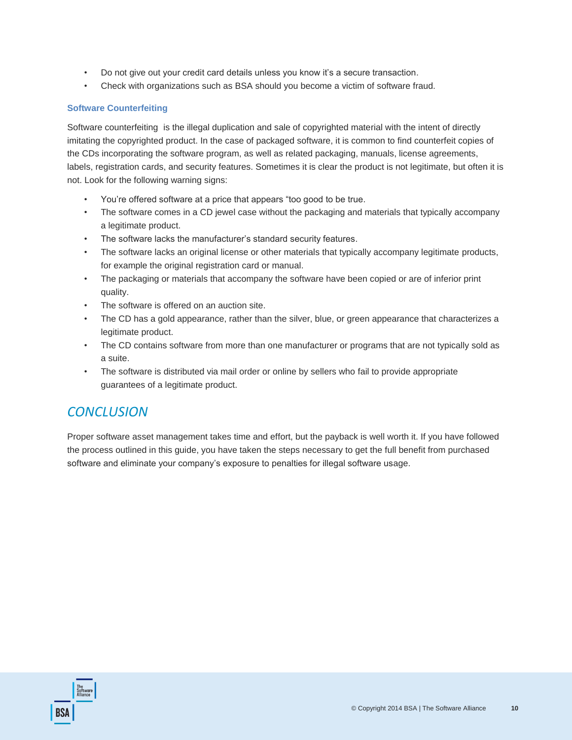- Do not give out your credit card details unless you know it's a secure transaction.
- Check with organizations such as BSA should you become a victim of software fraud.

### Software Counterfeiting

Software counterfeiting  is the illegal duplication and sale of copyrighted material with the intent of directly imitating the copyrighted product. In the case of packaged software, it is common to find counterfeit copies of the CDs incorporating the software program, as well as related packaging, manuals, license agreements, labels, registration cards, and security features. Sometimes it is clear the product is not legitimate, but often it is not. Look for the following warning signs:

- You're offered software at a price that appears "too good to be true.
- The software comes in a CD jewel case without the packaging and materials that typically accompany a legitimate product.
- The software lacks the manufacturer's standard security features.
- The software lacks an original license or other materials that typically accompany legitimate products, for example the original registration card or manual.
- The packaging or materials that accompany the software have been copied or are of inferior print quality.
- The software is offered on an auction site.
- The CD has a gold appearance, rather than the silver, blue, or green appearance that characterizes a legitimate product.
- The CD contains software from more than one manufacturer or programs that are not typically sold as a suite.
- The software is distributed via mail order or online by sellers who fail to provide appropriate guarantees of a legitimate product.

## *CONCLUSION*

Proper software asset management takes time and effort, but the payback is well worth it. If you have followed the process outlined in this guide, you have taken the steps necessary to get the full benefit from purchased software and eliminate your company's exposure to penalties for illegal software usage.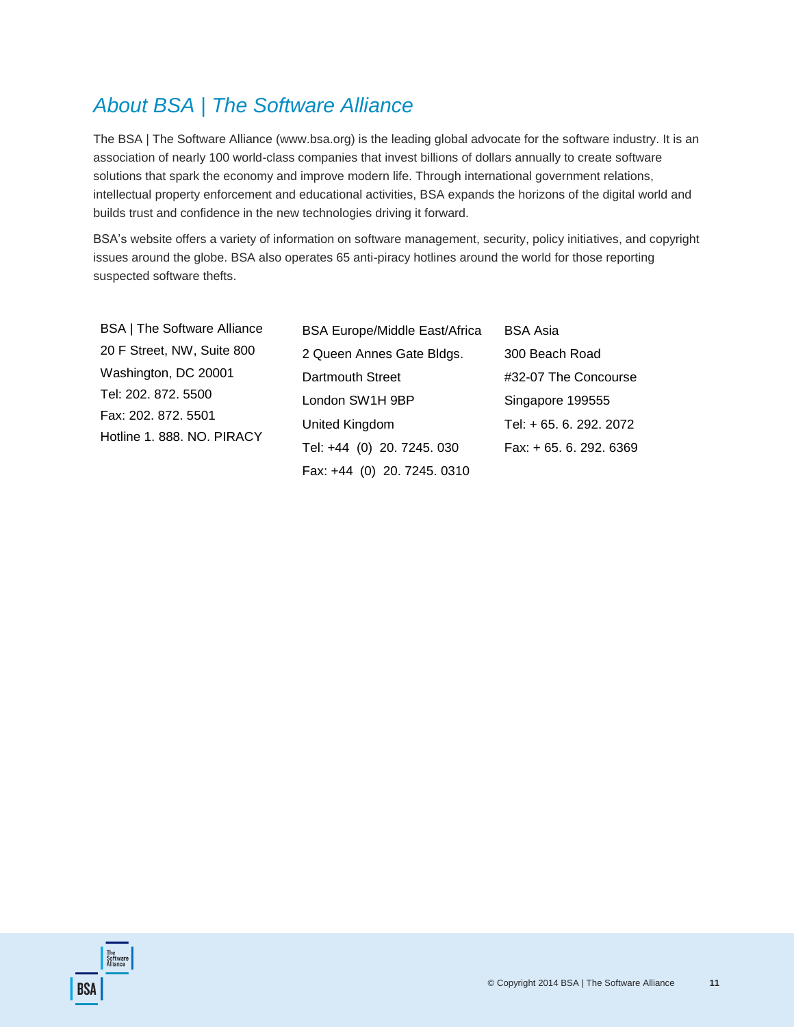## *About BSA | The Software Alliance*

The BSA | The Software Alliance (www.bsa.org) is the leading global advocate for the software industry. It is an association of nearly 100 world-class companies that invest billions of dollars annually to create software solutions that spark the economy and improve modern life. Through international government relations, intellectual property enforcement and educational activities, BSA expands the horizons of the digital world and builds trust and confidence in the new technologies driving it forward.

BSA's website offers a variety of information on software management, security, policy initiatives, and copyright issues around the globe. BSA also operates 65 anti-piracy hotlines around the world for those reporting suspected software thefts.

BSA | The Software Alliance
20 F Street, NW, Suite 800
Washington, DC 20001
Tel: 202. 872. 5500
Fax: 202. 872. 5501
Hotline 1. 888. NO. PIRACY

BSA Europe/Middle East/Africa
2 Queen Annes Gate Bldgs.
Dartmouth Street
London SW1H 9BP
United Kingdom
Tel: +44 (0) 20. 7245. 030
Fax: +44 (0) 20. 7245. 0310

BSA Asia
300 Beach Road
#32-07 The Concourse
Singapore 199555
Tel: + 65. 6. 292. 2072
Fax: + 65. 6. 292. 6369

© Copyright 2014 BSA | The Software Alliance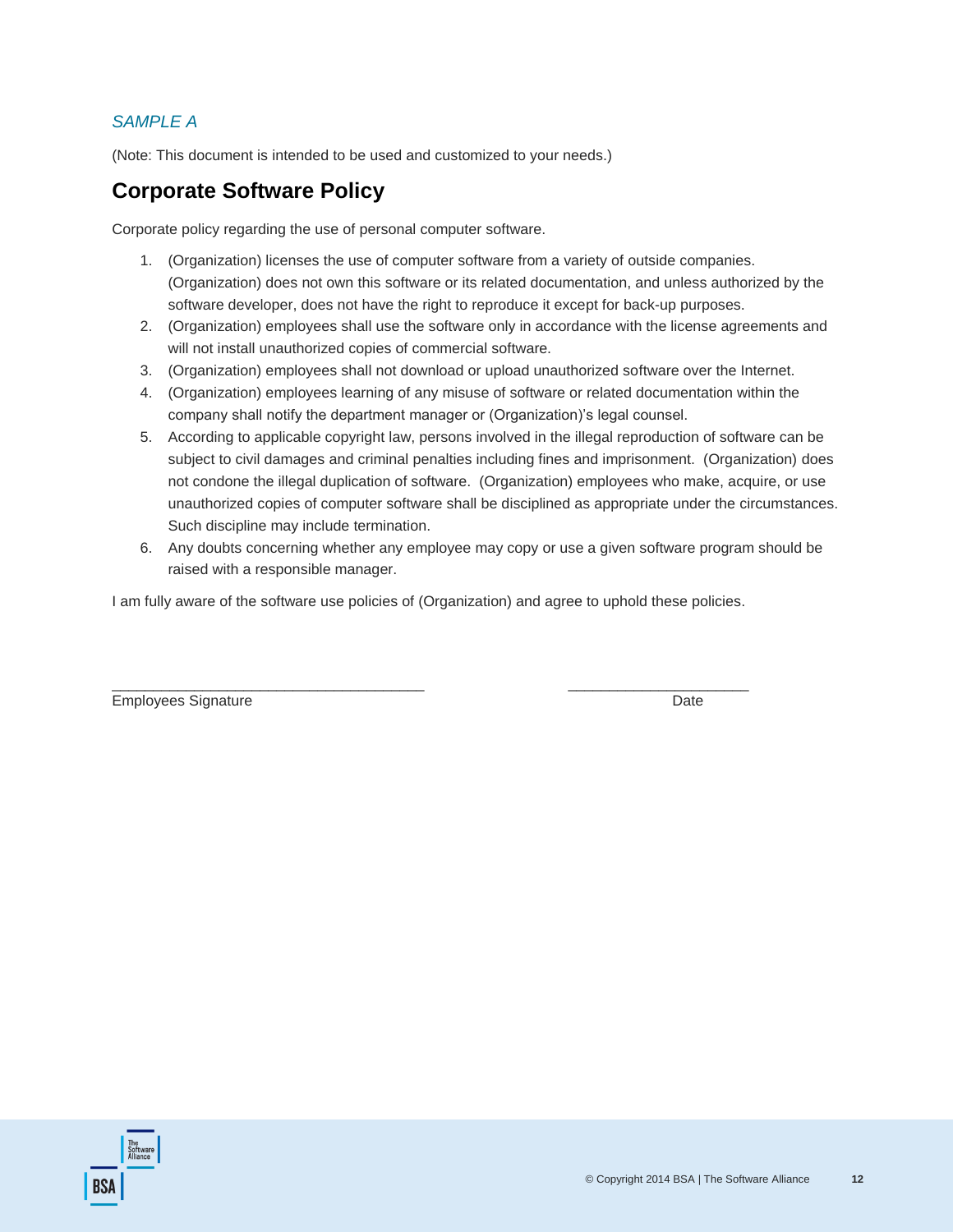*SAMPLE A*

(Note: This document is intended to be used and customized to your needs.)

## Corporate Software Policy

Corporate policy regarding the use of personal computer software.

1. (Organization) licenses the use of computer software from a variety of outside companies. (Organization) does not own this software or its related documentation, and unless authorized by the software developer, does not have the right to reproduce it except for back-up purposes.
2. (Organization) employees shall use the software only in accordance with the license agreements and will not install unauthorized copies of commercial software.
3. (Organization) employees shall not download or upload unauthorized software over the Internet.
4. (Organization) employees learning of any misuse of software or related documentation within the company shall notify the department manager or (Organization)'s legal counsel.
5. According to applicable copyright law, persons involved in the illegal reproduction of software can be subject to civil damages and criminal penalties including fines and imprisonment. (Organization) does not condone the illegal duplication of software. (Organization) employees who make, acquire, or use unauthorized copies of computer software shall be disciplined as appropriate under the circumstances. Such discipline may include termination.
6. Any doubts concerning whether any employee may copy or use a given software program should be raised with a responsible manager.

I am fully aware of the software use policies of (Organization) and agree to uphold these policies.

_______________________________________ &nbsp;&nbsp;&nbsp;&nbsp;&nbsp;&nbsp;&nbsp;&nbsp;&nbsp;&nbsp; ______________________

Employees Signature &nbsp;&nbsp;&nbsp;&nbsp;&nbsp;&nbsp;&nbsp;&nbsp;&nbsp;&nbsp;&nbsp;&nbsp;&nbsp;&nbsp;&nbsp;&nbsp;&nbsp;&nbsp;&nbsp;&nbsp;&nbsp;&nbsp;&nbsp;&nbsp;&nbsp;&nbsp;&nbsp;&nbsp;&nbsp;&nbsp;&nbsp;&nbsp;&nbsp;&nbsp;&nbsp;&nbsp;&nbsp;&nbsp;&nbsp;&nbsp; Date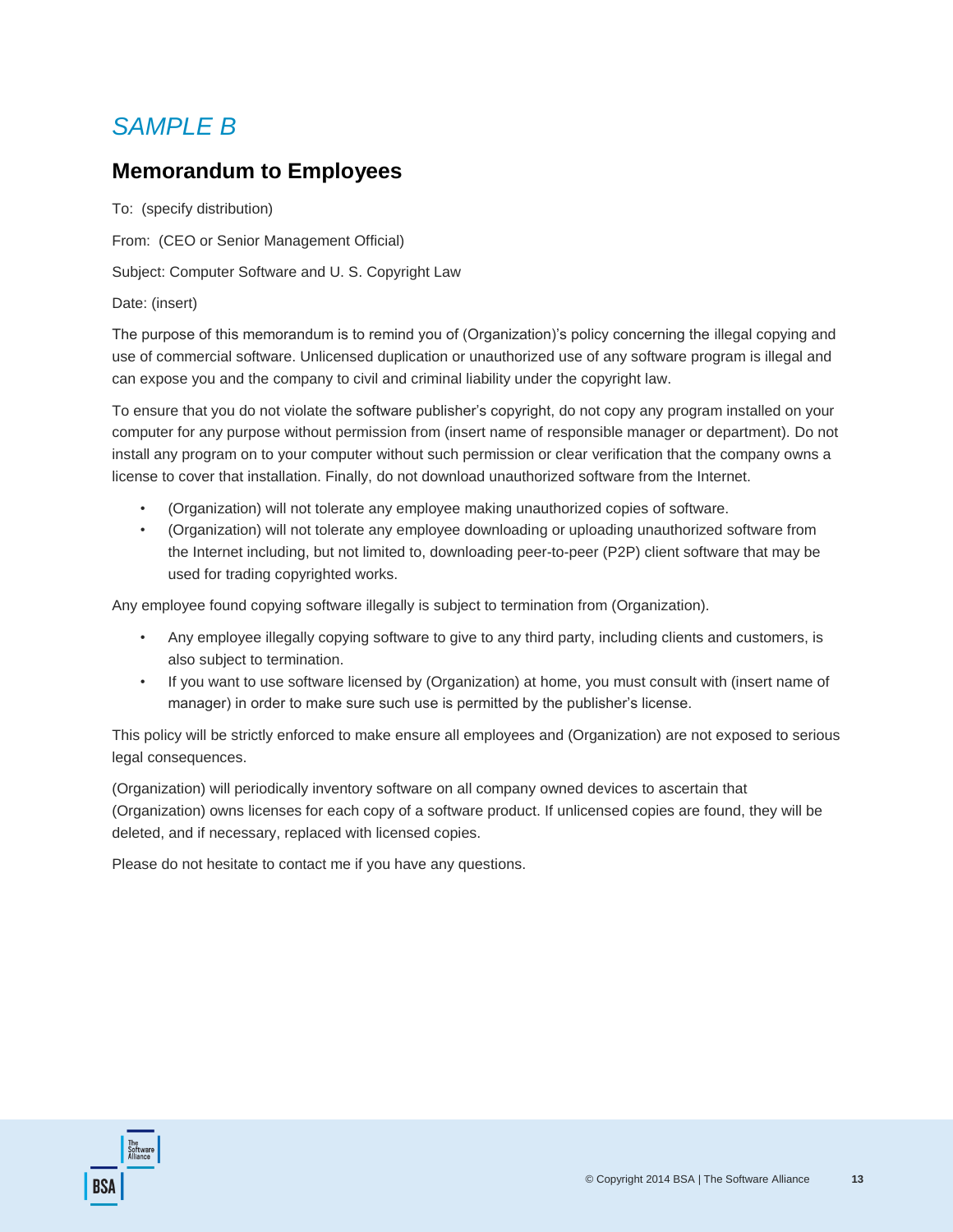*SAMPLE B*

## Memorandum to Employees

To: (specify distribution)

From: (CEO or Senior Management Official)

Subject: Computer Software and U. S. Copyright Law

Date: (insert)

The purpose of this memorandum is to remind you of (Organization)'s policy concerning the illegal copying and use of commercial software. Unlicensed duplication or unauthorized use of any software program is illegal and can expose you and the company to civil and criminal liability under the copyright law.

To ensure that you do not violate the software publisher's copyright, do not copy any program installed on your computer for any purpose without permission from (insert name of responsible manager or department). Do not install any program on to your computer without such permission or clear verification that the company owns a license to cover that installation. Finally, do not download unauthorized software from the Internet.

- (Organization) will not tolerate any employee making unauthorized copies of software.
- (Organization) will not tolerate any employee downloading or uploading unauthorized software from the Internet including, but not limited to, downloading peer-to-peer (P2P) client software that may be used for trading copyrighted works.

Any employee found copying software illegally is subject to termination from (Organization).

- Any employee illegally copying software to give to any third party, including clients and customers, is also subject to termination.
- If you want to use software licensed by (Organization) at home, you must consult with (insert name of manager) in order to make sure such use is permitted by the publisher's license.

This policy will be strictly enforced to make ensure all employees and (Organization) are not exposed to serious legal consequences.

(Organization) will periodically inventory software on all company owned devices to ascertain that (Organization) owns licenses for each copy of a software product. If unlicensed copies are found, they will be deleted, and if necessary, replaced with licensed copies.

Please do not hesitate to contact me if you have any questions.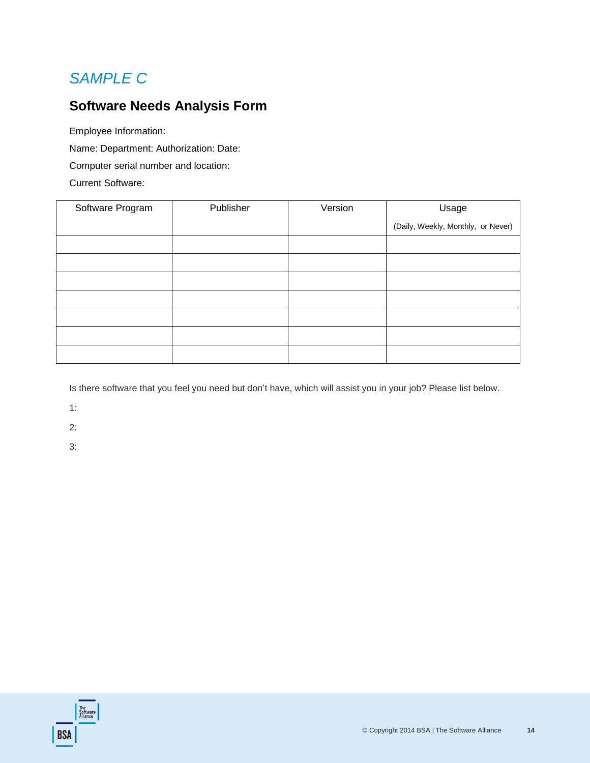*SAMPLE C*

## Software Needs Analysis Form

Employee Information:

Name: Department: Authorization: Date:

Computer serial number and location:

Current Software:

| Software Program | Publisher | Version | Usage (Daily, Weekly, Monthly, or Never) |
|---|---|---|---|
| | | | |
| | | | |
| | | | |
| | | | |
| | | | |
| | | | |
| | | | |

Is there software that you feel you need but don't have, which will assist you in your job? Please list below.

1:

2:

3: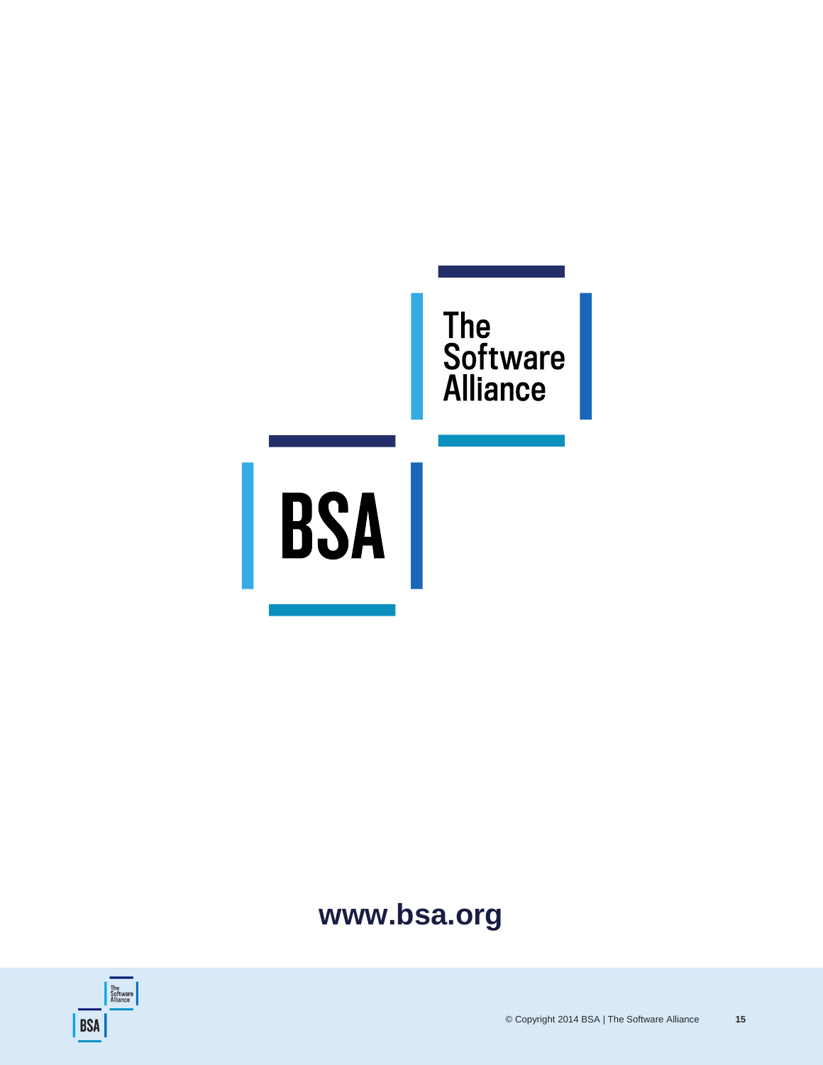The Software Alliance

BSA

**www.bsa.org**